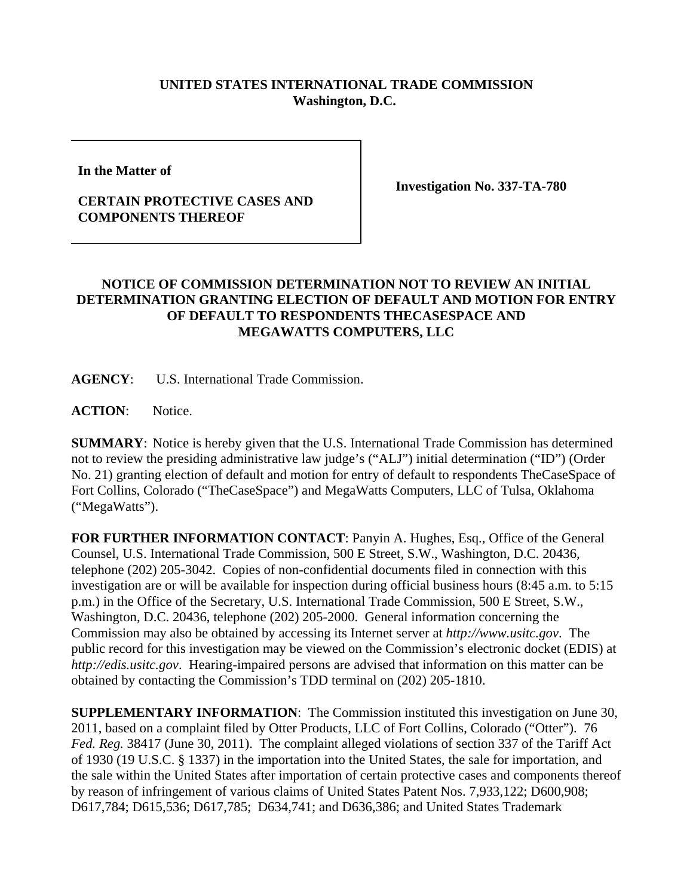**UNITED STATES INTERNATIONAL TRADE COMMISSION**
**Washington, D.C.**

| | |
|---|---|
| **In the Matter of**<br><br>**CERTAIN PROTECTIVE CASES AND COMPONENTS THEREOF** | **Investigation No. 337-TA-780** |

**NOTICE OF COMMISSION DETERMINATION NOT TO REVIEW AN INITIAL DETERMINATION GRANTING ELECTION OF DEFAULT AND MOTION FOR ENTRY OF DEFAULT TO RESPONDENTS THECASESPACE AND MEGAWATTS COMPUTERS, LLC**

**AGENCY**: U.S. International Trade Commission.

**ACTION**: Notice.

**SUMMARY**: Notice is hereby given that the U.S. International Trade Commission has determined not to review the presiding administrative law judge's ("ALJ") initial determination ("ID") (Order No. 21) granting election of default and motion for entry of default to respondents TheCaseSpace of Fort Collins, Colorado ("TheCaseSpace") and MegaWatts Computers, LLC of Tulsa, Oklahoma ("MegaWatts").

**FOR FURTHER INFORMATION CONTACT**: Panyin A. Hughes, Esq., Office of the General Counsel, U.S. International Trade Commission, 500 E Street, S.W., Washington, D.C. 20436, telephone (202) 205-3042. Copies of non-confidential documents filed in connection with this investigation are or will be available for inspection during official business hours (8:45 a.m. to 5:15 p.m.) in the Office of the Secretary, U.S. International Trade Commission, 500 E Street, S.W., Washington, D.C. 20436, telephone (202) 205-2000. General information concerning the Commission may also be obtained by accessing its Internet server at *http://www.usitc.gov*. The public record for this investigation may be viewed on the Commission's electronic docket (EDIS) at *http://edis.usitc.gov*. Hearing-impaired persons are advised that information on this matter can be obtained by contacting the Commission's TDD terminal on (202) 205-1810.

**SUPPLEMENTARY INFORMATION**: The Commission instituted this investigation on June 30, 2011, based on a complaint filed by Otter Products, LLC of Fort Collins, Colorado ("Otter"). 76 *Fed. Reg.* 38417 (June 30, 2011). The complaint alleged violations of section 337 of the Tariff Act of 1930 (19 U.S.C. § 1337) in the importation into the United States, the sale for importation, and the sale within the United States after importation of certain protective cases and components thereof by reason of infringement of various claims of United States Patent Nos. 7,933,122; D600,908; D617,784; D615,536; D617,785; D634,741; and D636,386; and United States Trademark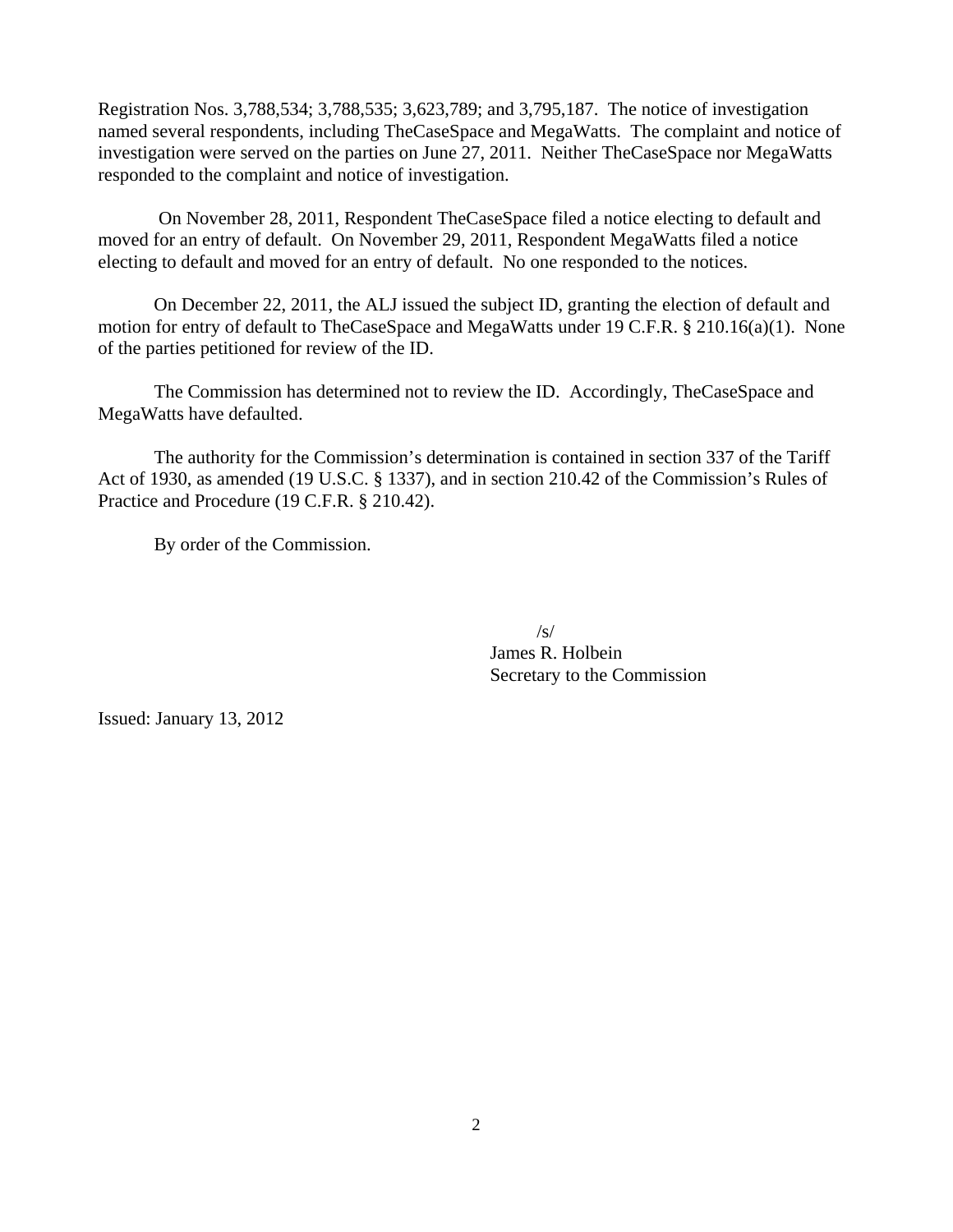Registration Nos. 3,788,534; 3,788,535; 3,623,789; and 3,795,187. The notice of investigation named several respondents, including TheCaseSpace and MegaWatts. The complaint and notice of investigation were served on the parties on June 27, 2011. Neither TheCaseSpace nor MegaWatts responded to the complaint and notice of investigation.

On November 28, 2011, Respondent TheCaseSpace filed a notice electing to default and moved for an entry of default. On November 29, 2011, Respondent MegaWatts filed a notice electing to default and moved for an entry of default. No one responded to the notices.

On December 22, 2011, the ALJ issued the subject ID, granting the election of default and motion for entry of default to TheCaseSpace and MegaWatts under 19 C.F.R. § 210.16(a)(1). None of the parties petitioned for review of the ID.

The Commission has determined not to review the ID. Accordingly, TheCaseSpace and MegaWatts have defaulted.

The authority for the Commission's determination is contained in section 337 of the Tariff Act of 1930, as amended (19 U.S.C. § 1337), and in section 210.42 of the Commission's Rules of Practice and Procedure (19 C.F.R. § 210.42).

By order of the Commission.

/s/
James R. Holbein
Secretary to the Commission

Issued: January 13, 2012